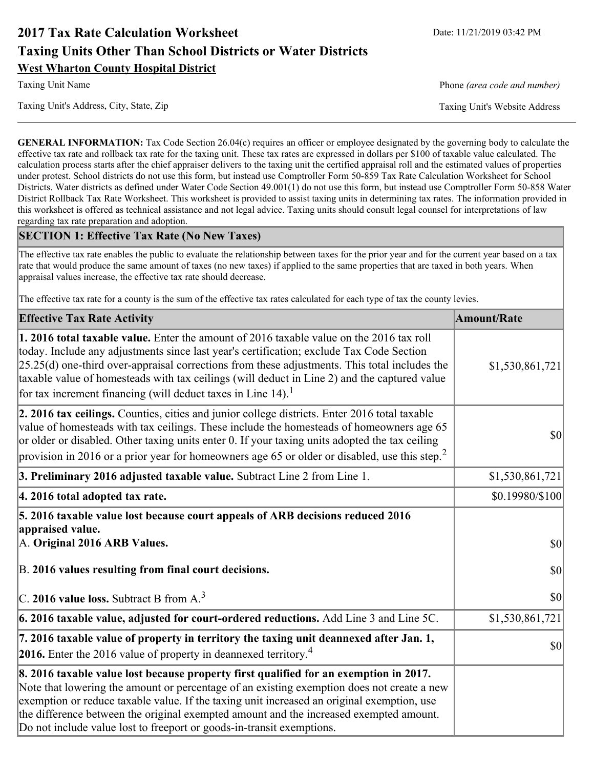# 2017 Tax Rate Calculation Worksheet

Date: 11/21/2019 03:42 PM

## Taxing Units Other Than School Districts or Water Districts

**West Wharton County Hospital District**

Taxing Unit Name | Phone *(area code and number)*

Taxing Unit's Address, City, State, Zip | Taxing Unit's Website Address

**GENERAL INFORMATION:** Tax Code Section 26.04(c) requires an officer or employee designated by the governing body to calculate the effective tax rate and rollback tax rate for the taxing unit. These tax rates are expressed in dollars per $100 of taxable value calculated. The calculation process starts after the chief appraiser delivers to the taxing unit the certified appraisal roll and the estimated values of properties under protest. School districts do not use this form, but instead use Comptroller Form 50-859 Tax Rate Calculation Worksheet for School Districts. Water districts as defined under Water Code Section 49.001(1) do not use this form, but instead use Comptroller Form 50-858 Water District Rollback Tax Rate Worksheet. This worksheet is provided to assist taxing units in determining tax rates. The information provided in this worksheet is offered as technical assistance and not legal advice. Taxing units should consult legal counsel for interpretations of law regarding tax rate preparation and adoption.

### SECTION 1: Effective Tax Rate (No New Taxes)

The effective tax rate enables the public to evaluate the relationship between taxes for the prior year and for the current year based on a tax rate that would produce the same amount of taxes (no new taxes) if applied to the same properties that are taxed in both years. When appraisal values increase, the effective tax rate should decrease.

The effective tax rate for a county is the sum of the effective tax rates calculated for each type of tax the county levies.

| Effective Tax Rate Activity | Amount/Rate |
|---|---|
| **1. 2016 total taxable value.** Enter the amount of 2016 taxable value on the 2016 tax roll today. Include any adjustments since last year's certification; exclude Tax Code Section 25.25(d) one-third over-appraisal corrections from these adjustments. This total includes the taxable value of homesteads with tax ceilings (will deduct in Line 2) and the captured value for tax increment financing (will deduct taxes in Line 14).[1] | $1,530,861,721 |
| **2. 2016 tax ceilings.** Counties, cities and junior college districts. Enter 2016 total taxable value of homesteads with tax ceilings. These include the homesteads of homeowners age 65 or older or disabled. Other taxing units enter 0. If your taxing units adopted the tax ceiling provision in 2016 or a prior year for homeowners age 65 or older or disabled, use this step.[2] | $0 |
| **3. Preliminary 2016 adjusted taxable value.** Subtract Line 2 from Line 1. | $1,530,861,721 |
| **4. 2016 total adopted tax rate.** | $0.19980/$100 |
| **5. 2016 taxable value lost because court appeals of ARB decisions reduced 2016 appraised value.** | |
| A. **Original 2016 ARB Values.** | $0 |
| B. **2016 values resulting from final court decisions.** | $0 |
| C. **2016 value loss.** Subtract B from A.[3] | $0 |
| **6. 2016 taxable value, adjusted for court-ordered reductions.** Add Line 3 and Line 5C. | $1,530,861,721 |
| **7. 2016 taxable value of property in territory the taxing unit deannexed after Jan. 1, 2016.** Enter the 2016 value of property in deannexed territory.[4] | $0 |
| **8. 2016 taxable value lost because property first qualified for an exemption in 2017.** Note that lowering the amount or percentage of an existing exemption does not create a new exemption or reduce taxable value. If the taxing unit increased an original exemption, use the difference between the original exempted amount and the increased exempted amount. Do not include value lost to freeport or goods-in-transit exemptions. | |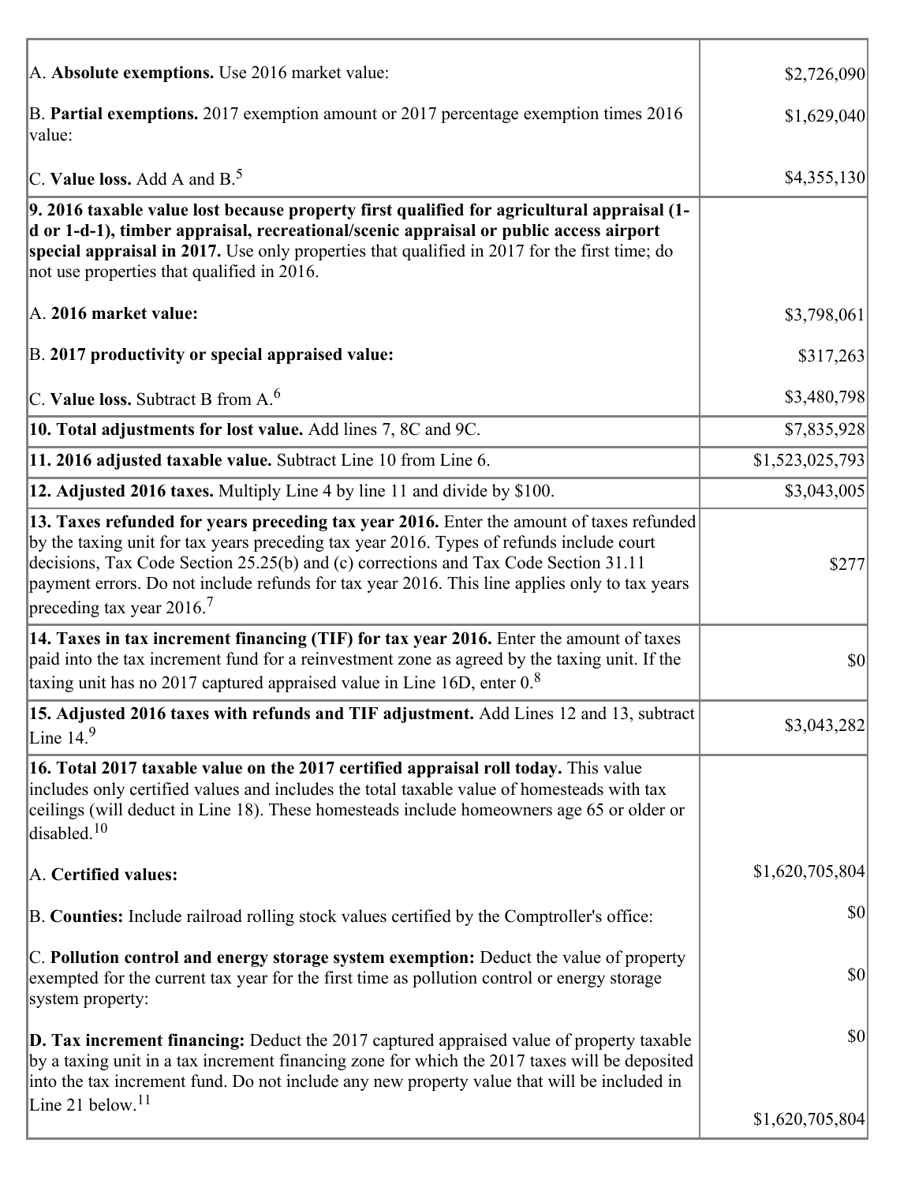| | |
|---|---|
| A. **Absolute exemptions.** Use 2016 market value: | $2,726,090 |
| B. **Partial exemptions.** 2017 exemption amount or 2017 percentage exemption times 2016 value: | $1,629,040 |
| C. **Value loss.** Add A and B.[5] | $4,355,130 |
| **9. 2016 taxable value lost because property first qualified for agricultural appraisal (1-d or 1-d-1), timber appraisal, recreational/scenic appraisal or public access airport special appraisal in 2017.** Use only properties that qualified in 2017 for the first time; do not use properties that qualified in 2016. | |
| A. **2016 market value:** | $3,798,061 |
| B. **2017 productivity or special appraised value:** | $317,263 |
| C. **Value loss.** Subtract B from A.[6] | $3,480,798 |
| **10. Total adjustments for lost value.** Add lines 7, 8C and 9C. | $7,835,928 |
| **11. 2016 adjusted taxable value.** Subtract Line 10 from Line 6. | $1,523,025,793 |
| **12. Adjusted 2016 taxes.** Multiply Line 4 by line 11 and divide by $100. | $3,043,005 |
| **13. Taxes refunded for years preceding tax year 2016.** Enter the amount of taxes refunded by the taxing unit for tax years preceding tax year 2016. Types of refunds include court decisions, Tax Code Section 25.25(b) and (c) corrections and Tax Code Section 31.11 payment errors. Do not include refunds for tax year 2016. This line applies only to tax years preceding tax year 2016.[7] | $277 |
| **14. Taxes in tax increment financing (TIF) for tax year 2016.** Enter the amount of taxes paid into the tax increment fund for a reinvestment zone as agreed by the taxing unit. If the taxing unit has no 2017 captured appraised value in Line 16D, enter 0.[8] | $0 |
| **15. Adjusted 2016 taxes with refunds and TIF adjustment.** Add Lines 12 and 13, subtract Line 14.[9] | $3,043,282 |
| **16. Total 2017 taxable value on the 2017 certified appraisal roll today.** This value includes only certified values and includes the total taxable value of homesteads with tax ceilings (will deduct in Line 18). These homesteads include homeowners age 65 or older or disabled.[10] | |
| A. **Certified values:** | $1,620,705,804 |
| B. **Counties:** Include railroad rolling stock values certified by the Comptroller's office: | $0 |
| C. **Pollution control and energy storage system exemption:** Deduct the value of property exempted for the current tax year for the first time as pollution control or energy storage system property: | $0 |
| **D. Tax increment financing:** Deduct the 2017 captured appraised value of property taxable by a taxing unit in a tax increment financing zone for which the 2017 taxes will be deposited into the tax increment fund. Do not include any new property value that will be included in Line 21 below.[11] | $0<br>$1,620,705,804 |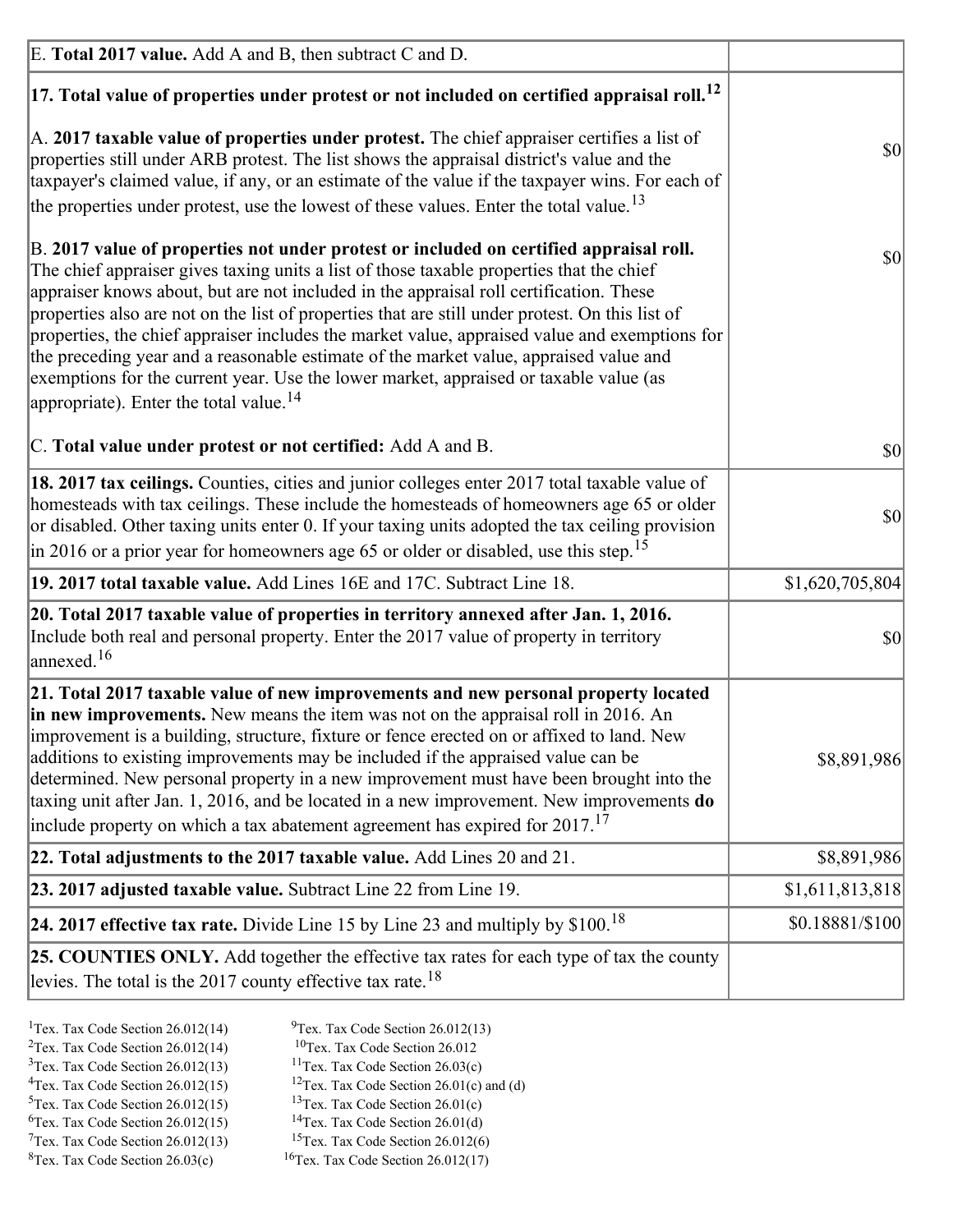| | |
|---|---|
| E. **Total 2017 value.** Add A and B, then subtract C and D. | |
| **17. Total value of properties under protest or not included on certified appraisal roll.**[12]<br><br>A. **2017 taxable value of properties under protest.** The chief appraiser certifies a list of properties still under ARB protest. The list shows the appraisal district's value and the taxpayer's claimed value, if any, or an estimate of the value if the taxpayer wins. For each of the properties under protest, use the lowest of these values. Enter the total value.[13]<br><br>B. **2017 value of properties not under protest or included on certified appraisal roll.** The chief appraiser gives taxing units a list of those taxable properties that the chief appraiser knows about, but are not included in the appraisal roll certification. These properties also are not on the list of properties that are still under protest. On this list of properties, the chief appraiser includes the market value, appraised value and exemptions for the preceding year and a reasonable estimate of the market value, appraised value and exemptions for the current year. Use the lower market, appraised or taxable value (as appropriate). Enter the total value.[14]<br><br>C. **Total value under protest or not certified:** Add A and B. | <br><br>$0<br><br>$0<br><br>$0 |
| **18. 2017 tax ceilings.** Counties, cities and junior colleges enter 2017 total taxable value of homesteads with tax ceilings. These include the homesteads of homeowners age 65 or older or disabled. Other taxing units enter 0. If your taxing units adopted the tax ceiling provision in 2016 or a prior year for homeowners age 65 or older or disabled, use this step.[15] | $0 |
| **19. 2017 total taxable value.** Add Lines 16E and 17C. Subtract Line 18. | $1,620,705,804 |
| **20. Total 2017 taxable value of properties in territory annexed after Jan. 1, 2016.** Include both real and personal property. Enter the 2017 value of property in territory annexed.[16] | $0 |
| **21. Total 2017 taxable value of new improvements and new personal property located in new improvements.** New means the item was not on the appraisal roll in 2016. An improvement is a building, structure, fixture or fence erected on or affixed to land. New additions to existing improvements may be included if the appraised value can be determined. New personal property in a new improvement must have been brought into the taxing unit after Jan. 1, 2016, and be located in a new improvement. New improvements **do** include property on which a tax abatement agreement has expired for 2017.[17] | $8,891,986 |
| **22. Total adjustments to the 2017 taxable value.** Add Lines 20 and 21. | $8,891,986 |
| **23. 2017 adjusted taxable value.** Subtract Line 22 from Line 19. | $1,611,813,818 |
| **24. 2017 effective tax rate.** Divide Line 15 by Line 23 and multiply by $100.[18] | $0.18881/$100 |
| **25. COUNTIES ONLY.** Add together the effective tax rates for each type of tax the county levies. The total is the 2017 county effective tax rate.[18] | |

[1]Tex. Tax Code Section 26.012(14)
[2]Tex. Tax Code Section 26.012(14)
[3]Tex. Tax Code Section 26.012(13)
[4]Tex. Tax Code Section 26.012(15)
[5]Tex. Tax Code Section 26.012(15)
[6]Tex. Tax Code Section 26.012(15)
[7]Tex. Tax Code Section 26.012(13)
[8]Tex. Tax Code Section 26.03(c)
[9]Tex. Tax Code Section 26.012(13)
[10]Tex. Tax Code Section 26.012
[11]Tex. Tax Code Section 26.03(c)
[12]Tex. Tax Code Section 26.01(c) and (d)
[13]Tex. Tax Code Section 26.01(c)
[14]Tex. Tax Code Section 26.01(d)
[15]Tex. Tax Code Section 26.012(6)
[16]Tex. Tax Code Section 26.012(17)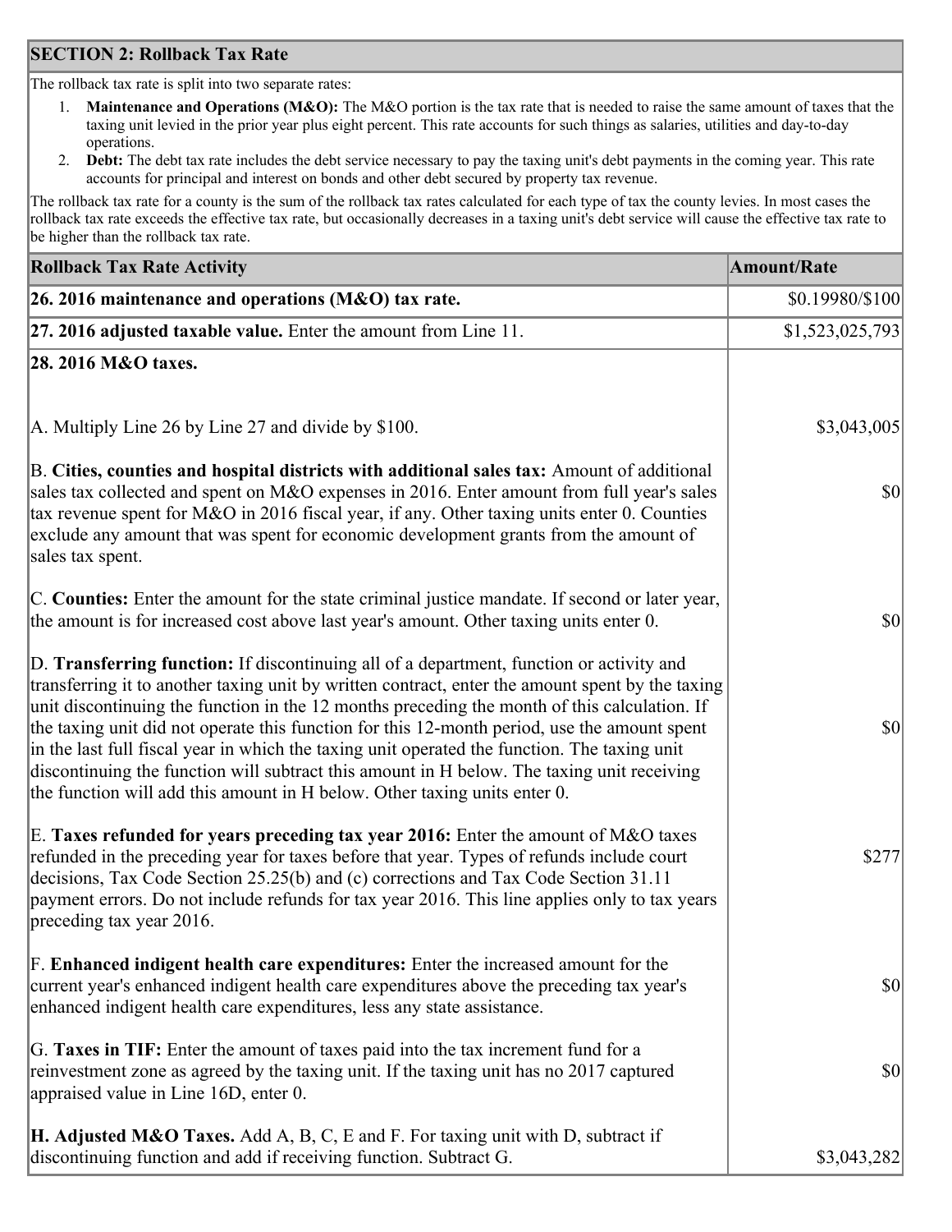## SECTION 2: Rollback Tax Rate

The rollback tax rate is split into two separate rates:

1. **Maintenance and Operations (M&O):** The M&O portion is the tax rate that is needed to raise the same amount of taxes that the taxing unit levied in the prior year plus eight percent. This rate accounts for such things as salaries, utilities and day-to-day operations.
2. **Debt:** The debt tax rate includes the debt service necessary to pay the taxing unit's debt payments in the coming year. This rate accounts for principal and interest on bonds and other debt secured by property tax revenue.

The rollback tax rate for a county is the sum of the rollback tax rates calculated for each type of tax the county levies. In most cases the rollback tax rate exceeds the effective tax rate, but occasionally decreases in a taxing unit's debt service will cause the effective tax rate to be higher than the rollback tax rate.

| Rollback Tax Rate Activity | Amount/Rate |
|---|---|
| **26. 2016 maintenance and operations (M&O) tax rate.** | $0.19980/$100 |
| **27. 2016 adjusted taxable value.** Enter the amount from Line 11. | $1,523,025,793 |
| **28. 2016 M&O taxes.** | |
| A. Multiply Line 26 by Line 27 and divide by $100. | $3,043,005 |
| B. **Cities, counties and hospital districts with additional sales tax:** Amount of additional sales tax collected and spent on M&O expenses in 2016. Enter amount from full year's sales tax revenue spent for M&O in 2016 fiscal year, if any. Other taxing units enter 0. Counties exclude any amount that was spent for economic development grants from the amount of sales tax spent. | $0 |
| C. **Counties:** Enter the amount for the state criminal justice mandate. If second or later year, the amount is for increased cost above last year's amount. Other taxing units enter 0. | $0 |
| D. **Transferring function:** If discontinuing all of a department, function or activity and transferring it to another taxing unit by written contract, enter the amount spent by the taxing unit discontinuing the function in the 12 months preceding the month of this calculation. If the taxing unit did not operate this function for this 12-month period, use the amount spent in the last full fiscal year in which the taxing unit operated the function. The taxing unit discontinuing the function will subtract this amount in H below. The taxing unit receiving the function will add this amount in H below. Other taxing units enter 0. | $0 |
| E. **Taxes refunded for years preceding tax year 2016:** Enter the amount of M&O taxes refunded in the preceding year for taxes before that year. Types of refunds include court decisions, Tax Code Section 25.25(b) and (c) corrections and Tax Code Section 31.11 payment errors. Do not include refunds for tax year 2016. This line applies only to tax years preceding tax year 2016. | $277 |
| F. **Enhanced indigent health care expenditures:** Enter the increased amount for the current year's enhanced indigent health care expenditures above the preceding tax year's enhanced indigent health care expenditures, less any state assistance. | $0 |
| G. **Taxes in TIF:** Enter the amount of taxes paid into the tax increment fund for a reinvestment zone as agreed by the taxing unit. If the taxing unit has no 2017 captured appraised value in Line 16D, enter 0. | $0 |
| **H. Adjusted M&O Taxes.** Add A, B, C, E and F. For taxing unit with D, subtract if discontinuing function and add if receiving function. Subtract G. | $3,043,282 |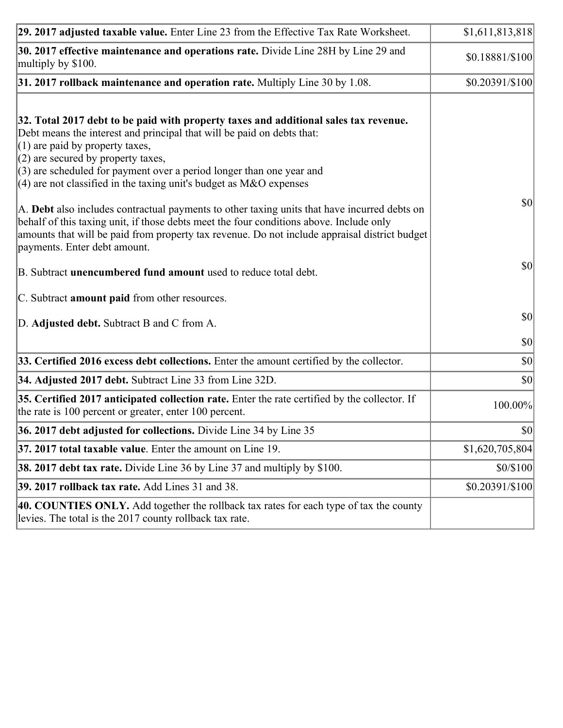| | |
|---|---|
| **29. 2017 adjusted taxable value.** Enter Line 23 from the Effective Tax Rate Worksheet. | $1,611,813,818 |
| **30. 2017 effective maintenance and operations rate.** Divide Line 28H by Line 29 and multiply by $100. | $0.18881/$100 |
| **31. 2017 rollback maintenance and operation rate.** Multiply Line 30 by 1.08. | $0.20391/$100 |
| **32. Total 2017 debt to be paid with property taxes and additional sales tax revenue.** Debt means the interest and principal that will be paid on debts that:<br>(1) are paid by property taxes,<br>(2) are secured by property taxes,<br>(3) are scheduled for payment over a period longer than one year and<br>(4) are not classified in the taxing unit's budget as M&O expenses<br><br>A. **Debt** also includes contractual payments to other taxing units that have incurred debts on behalf of this taxing unit, if those debts meet the four conditions above. Include only amounts that will be paid from property tax revenue. Do not include appraisal district budget payments. Enter debt amount.<br><br>B. Subtract **unencumbered fund amount** used to reduce total debt.<br><br>C. Subtract **amount paid** from other resources.<br><br>D. **Adjusted debt.** Subtract B and C from A. | $0<br><br>$0<br><br>$0<br><br>$0 |
| **33. Certified 2016 excess debt collections.** Enter the amount certified by the collector. | $0 |
| **34. Adjusted 2017 debt.** Subtract Line 33 from Line 32D. | $0 |
| **35. Certified 2017 anticipated collection rate.** Enter the rate certified by the collector. If the rate is 100 percent or greater, enter 100 percent. | 100.00% |
| **36. 2017 debt adjusted for collections.** Divide Line 34 by Line 35 | $0 |
| **37. 2017 total taxable value**. Enter the amount on Line 19. | $1,620,705,804 |
| **38. 2017 debt tax rate.** Divide Line 36 by Line 37 and multiply by $100. | $0/$100 |
| **39. 2017 rollback tax rate.** Add Lines 31 and 38. | $0.20391/$100 |
| **40. COUNTIES ONLY.** Add together the rollback tax rates for each type of tax the county levies. The total is the 2017 county rollback tax rate. | |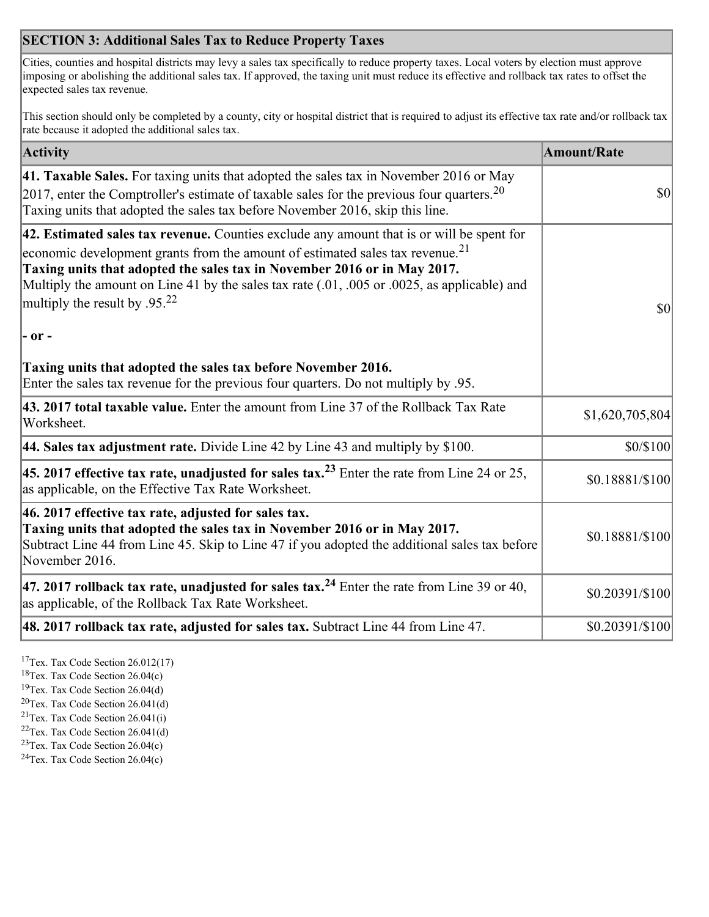## SECTION 3: Additional Sales Tax to Reduce Property Taxes

Cities, counties and hospital districts may levy a sales tax specifically to reduce property taxes. Local voters by election must approve imposing or abolishing the additional sales tax. If approved, the taxing unit must reduce its effective and rollback tax rates to offset the expected sales tax revenue.

This section should only be completed by a county, city or hospital district that is required to adjust its effective tax rate and/or rollback tax rate because it adopted the additional sales tax.

| Activity | Amount/Rate |
|---|---|
| **41. Taxable Sales.** For taxing units that adopted the sales tax in November 2016 or May 2017, enter the Comptroller's estimate of taxable sales for the previous four quarters.[20] Taxing units that adopted the sales tax before November 2016, skip this line. | $0 |
| **42. Estimated sales tax revenue.** Counties exclude any amount that is or will be spent for economic development grants from the amount of estimated sales tax revenue.[21] **Taxing units that adopted the sales tax in November 2016 or in May 2017.** Multiply the amount on Line 41 by the sales tax rate (.01, .005 or .0025, as applicable) and multiply the result by .95.[22] **- or -** **Taxing units that adopted the sales tax before November 2016.** Enter the sales tax revenue for the previous four quarters. Do not multiply by .95. | $0 |
| **43. 2017 total taxable value.** Enter the amount from Line 37 of the Rollback Tax Rate Worksheet. | $1,620,705,804 |
| **44. Sales tax adjustment rate.** Divide Line 42 by Line 43 and multiply by $100. | $0/$100 |
| **45. 2017 effective tax rate, unadjusted for sales tax.[23]** Enter the rate from Line 24 or 25, as applicable, on the Effective Tax Rate Worksheet. | $0.18881/$100 |
| **46. 2017 effective tax rate, adjusted for sales tax.** **Taxing units that adopted the sales tax in November 2016 or in May 2017.** Subtract Line 44 from Line 45. Skip to Line 47 if you adopted the additional sales tax before November 2016. | $0.18881/$100 |
| **47. 2017 rollback tax rate, unadjusted for sales tax.[24]** Enter the rate from Line 39 or 40, as applicable, of the Rollback Tax Rate Worksheet. | $0.20391/$100 |
| **48. 2017 rollback tax rate, adjusted for sales tax.** Subtract Line 44 from Line 47. | $0.20391/$100 |

[17]Tex. Tax Code Section 26.012(17)
[18]Tex. Tax Code Section 26.04(c)
[19]Tex. Tax Code Section 26.04(d)
[20]Tex. Tax Code Section 26.041(d)
[21]Tex. Tax Code Section 26.041(i)
[22]Tex. Tax Code Section 26.041(d)
[23]Tex. Tax Code Section 26.04(c)
[24]Tex. Tax Code Section 26.04(c)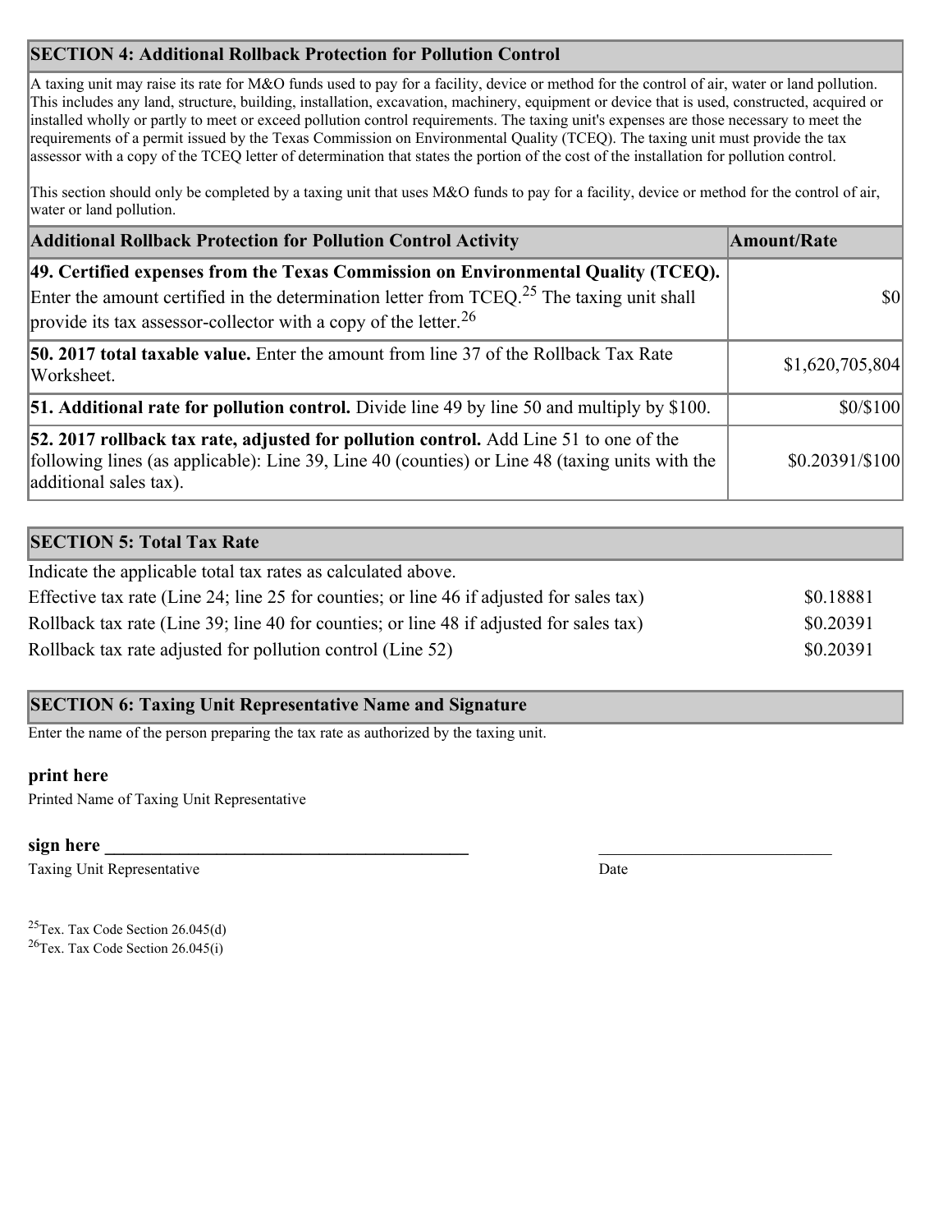## SECTION 4: Additional Rollback Protection for Pollution Control

A taxing unit may raise its rate for M&O funds used to pay for a facility, device or method for the control of air, water or land pollution. This includes any land, structure, building, installation, excavation, machinery, equipment or device that is used, constructed, acquired or installed wholly or partly to meet or exceed pollution control requirements. The taxing unit's expenses are those necessary to meet the requirements of a permit issued by the Texas Commission on Environmental Quality (TCEQ). The taxing unit must provide the tax assessor with a copy of the TCEQ letter of determination that states the portion of the cost of the installation for pollution control.

This section should only be completed by a taxing unit that uses M&O funds to pay for a facility, device or method for the control of air, water or land pollution.

| Additional Rollback Protection for Pollution Control Activity | Amount/Rate |
|---|---|
| **49. Certified expenses from the Texas Commission on Environmental Quality (TCEQ).** Enter the amount certified in the determination letter from TCEQ.[25] The taxing unit shall provide its tax assessor-collector with a copy of the letter.[26] | $0 |
| **50. 2017 total taxable value.** Enter the amount from line 37 of the Rollback Tax Rate Worksheet. | $1,620,705,804 |
| **51. Additional rate for pollution control.** Divide line 49 by line 50 and multiply by $100. | $0/$100 |
| **52. 2017 rollback tax rate, adjusted for pollution control.** Add Line 51 to one of the following lines (as applicable): Line 39, Line 40 (counties) or Line 48 (taxing units with the additional sales tax). | $0.20391/$100 |

## SECTION 5: Total Tax Rate

Indicate the applicable total tax rates as calculated above.

| | |
|---|---|
| Effective tax rate (Line 24; line 25 for counties; or line 46 if adjusted for sales tax) | $0.18881 |
| Rollback tax rate (Line 39; line 40 for counties; or line 48 if adjusted for sales tax) | $0.20391 |
| Rollback tax rate adjusted for pollution control (Line 52) | $0.20391 |

## SECTION 6: Taxing Unit Representative Name and Signature

Enter the name of the person preparing the tax rate as authorized by the taxing unit.

**print here**

Printed Name of Taxing Unit Representative

**sign here** \_\_\_\_\_\_\_\_\_\_\_\_\_\_\_\_\_\_\_\_\_\_\_\_\_\_\_\_\_\_\_\_\_\_\_\_\_\_\_\_ \_\_\_\_\_\_\_\_\_\_\_\_\_\_\_\_\_\_\_\_\_\_\_\_\_\_\_\_

Taxing Unit Representative Date

[25] Tex. Tax Code Section 26.045(d)
[26] Tex. Tax Code Section 26.045(i)